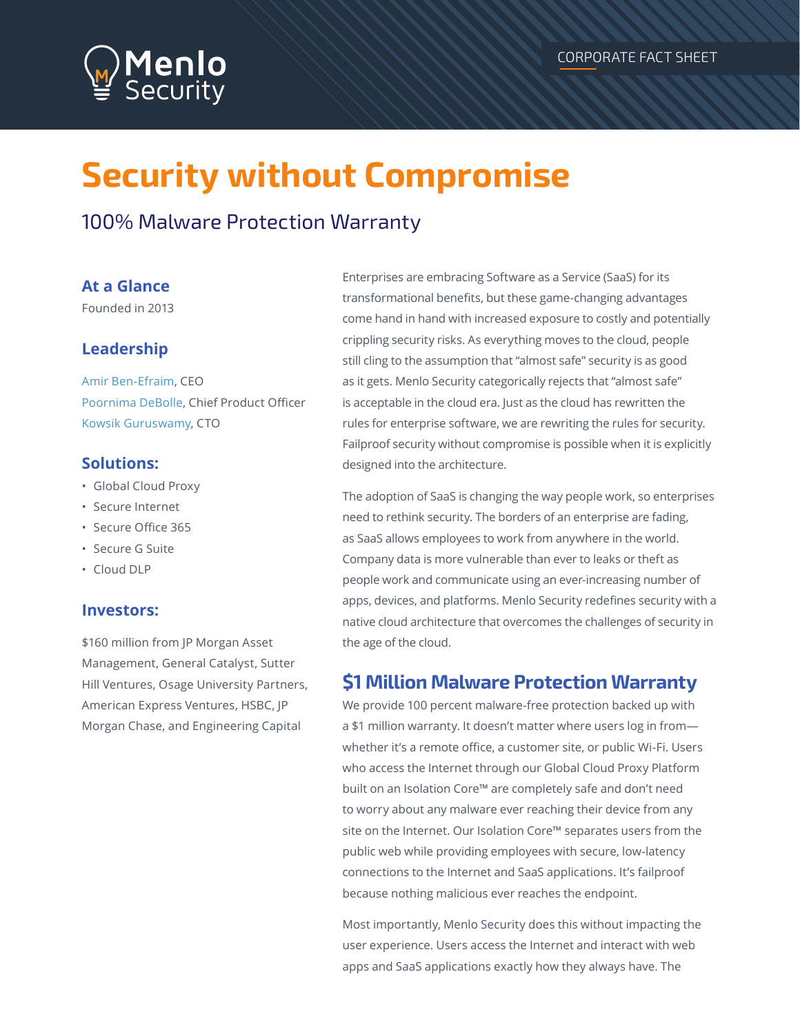Menlo Security

CORPORATE FACT SHEET

# Security without Compromise

## 100% Malware Protection Warranty

### At a Glance

Founded in 2013

### Leadership

Amir Ben-Efraim, CEO
Poornima DeBolle, Chief Product Officer
Kowsik Guruswamy, CTO

### Solutions:

- Global Cloud Proxy
- Secure Internet
- Secure Office 365
- Secure G Suite
- Cloud DLP

### Investors:

$160 million from JP Morgan Asset Management, General Catalyst, Sutter Hill Ventures, Osage University Partners, American Express Ventures, HSBC, JP Morgan Chase, and Engineering Capital

Enterprises are embracing Software as a Service (SaaS) for its transformational benefits, but these game-changing advantages come hand in hand with increased exposure to costly and potentially crippling security risks. As everything moves to the cloud, people still cling to the assumption that "almost safe" security is as good as it gets. Menlo Security categorically rejects that "almost safe" is acceptable in the cloud era. Just as the cloud has rewritten the rules for enterprise software, we are rewriting the rules for security. Failproof security without compromise is possible when it is explicitly designed into the architecture.

The adoption of SaaS is changing the way people work, so enterprises need to rethink security. The borders of an enterprise are fading, as SaaS allows employees to work from anywhere in the world. Company data is more vulnerable than ever to leaks or theft as people work and communicate using an ever-increasing number of apps, devices, and platforms. Menlo Security redefines security with a native cloud architecture that overcomes the challenges of security in the age of the cloud.

### $1 Million Malware Protection Warranty

We provide 100 percent malware-free protection backed up with a $1 million warranty. It doesn't matter where users log in from—whether it's a remote office, a customer site, or public Wi-Fi. Users who access the Internet through our Global Cloud Proxy Platform built on an Isolation Core™ are completely safe and don't need to worry about any malware ever reaching their device from any site on the Internet. Our Isolation Core™ separates users from the public web while providing employees with secure, low-latency connections to the Internet and SaaS applications. It's failproof because nothing malicious ever reaches the endpoint.

Most importantly, Menlo Security does this without impacting the user experience. Users access the Internet and interact with web apps and SaaS applications exactly how they always have. The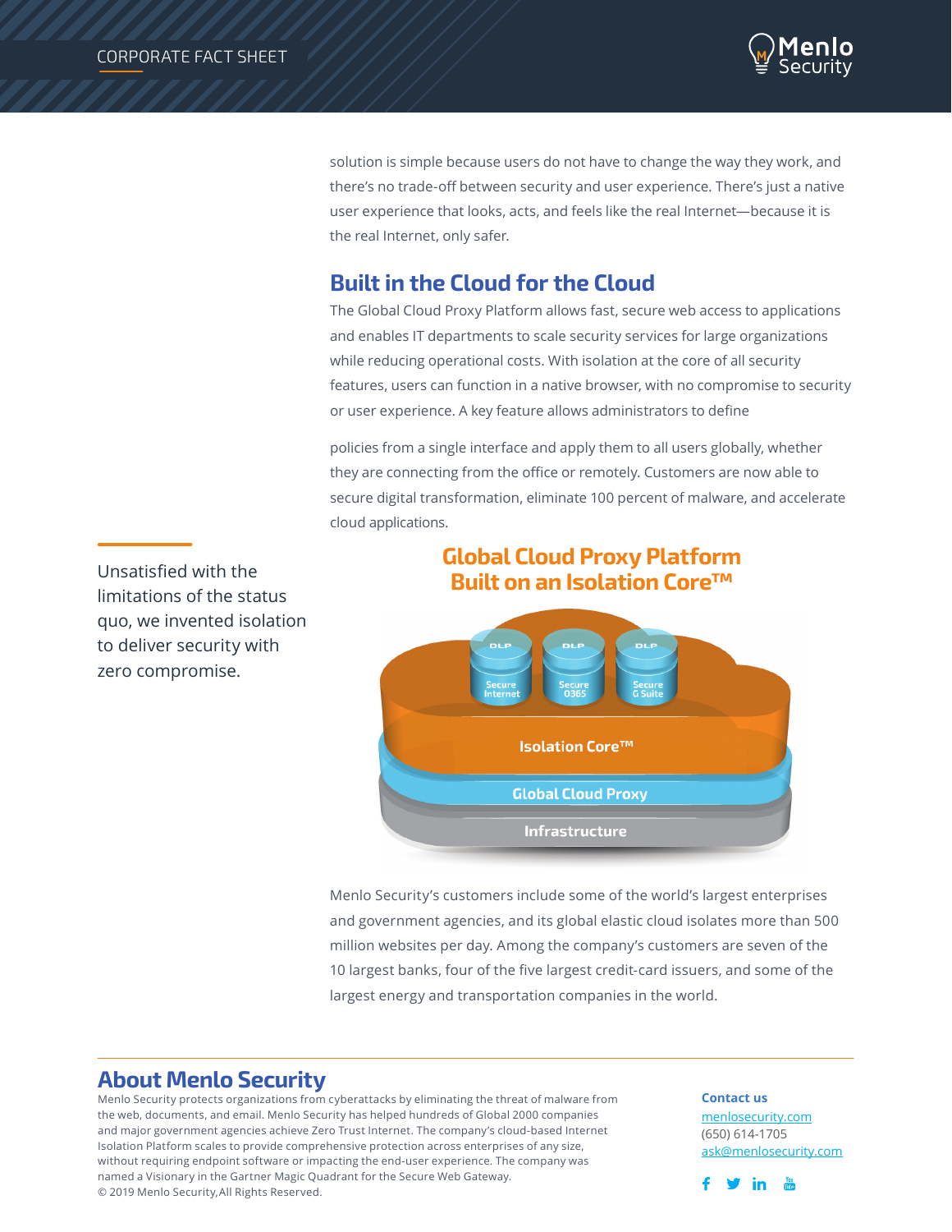solution is simple because users do not have to change the way they work, and there's no trade-off between security and user experience. There's just a native user experience that looks, acts, and feels like the real Internet—because it is the real Internet, only safer.

## Built in the Cloud for the Cloud

The Global Cloud Proxy Platform allows fast, secure web access to applications and enables IT departments to scale security services for large organizations while reducing operational costs. With isolation at the core of all security features, users can function in a native browser, with no compromise to security or user experience. A key feature allows administrators to define

policies from a single interface and apply them to all users globally, whether they are connecting from the office or remotely. Customers are now able to secure digital transformation, eliminate 100 percent of malware, and accelerate cloud applications.

Unsatisfied with the limitations of the status quo, we invented isolation to deliver security with zero compromise.

### Global Cloud Proxy Platform Built on an Isolation Core™

DLP DLP DLP

Secure Internet

Secure O365

Secure G Suite

Isolation Core™

Global Cloud Proxy

Infrastructure

Menlo Security's customers include some of the world's largest enterprises and government agencies, and its global elastic cloud isolates more than 500 million websites per day. Among the company's customers are seven of the 10 largest banks, four of the five largest credit-card issuers, and some of the largest energy and transportation companies in the world.

## About Menlo Security

Menlo Security protects organizations from cyberattacks by eliminating the threat of malware from the web, documents, and email. Menlo Security has helped hundreds of Global 2000 companies and major government agencies achieve Zero Trust Internet. The company's cloud-based Internet Isolation Platform scales to provide comprehensive protection across enterprises of any size, without requiring endpoint software or impacting the end-user experience. The company was named a Visionary in the Gartner Magic Quadrant for the Secure Web Gateway.

© 2019 Menlo Security,All Rights Reserved.

**Contact us**

menlosecurity.com

(650) 614-1705

ask@menlosecurity.com